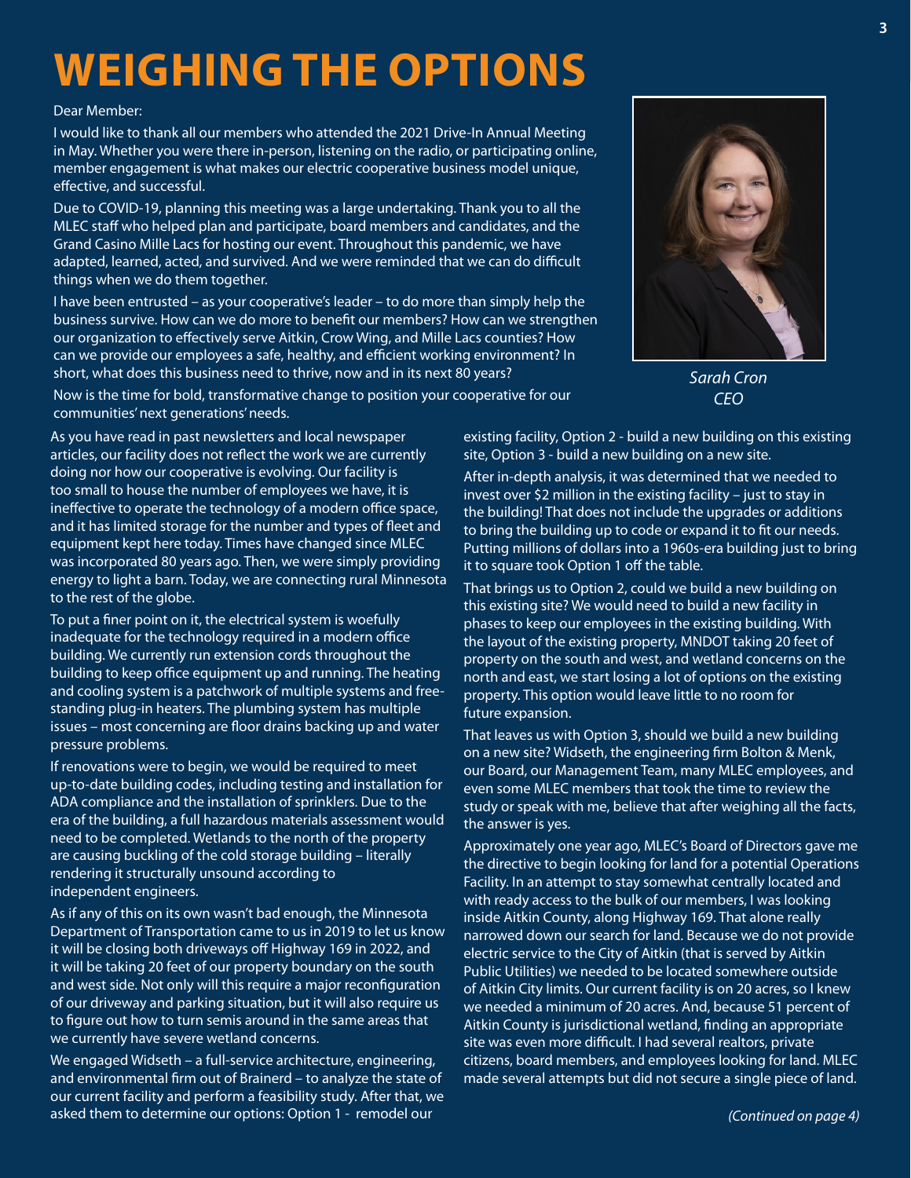# WEIGHING THE OPTIONS

Dear Member:

I would like to thank all our members who attended the 2021 Drive-In Annual Meeting in May. Whether you were there in-person, listening on the radio, or participating online, member engagement is what makes our electric cooperative business model unique, effective, and successful.

Due to COVID-19, planning this meeting was a large undertaking. Thank you to all the MLEC staff who helped plan and participate, board members and candidates, and the Grand Casino Mille Lacs for hosting our event. Throughout this pandemic, we have adapted, learned, acted, and survived. And we were reminded that we can do difficult things when we do them together.

I have been entrusted – as your cooperative's leader – to do more than simply help the business survive. How can we do more to benefit our members? How can we strengthen our organization to effectively serve Aitkin, Crow Wing, and Mille Lacs counties? How can we provide our employees a safe, healthy, and efficient working environment? In short, what does this business need to thrive, now and in its next 80 years?

Now is the time for bold, transformative change to position your cooperative for our communities' next generations' needs.

*Sarah Cron*
*CEO*

As you have read in past newsletters and local newspaper articles, our facility does not reflect the work we are currently doing nor how our cooperative is evolving. Our facility is too small to house the number of employees we have, it is ineffective to operate the technology of a modern office space, and it has limited storage for the number and types of fleet and equipment kept here today. Times have changed since MLEC was incorporated 80 years ago. Then, we were simply providing energy to light a barn. Today, we are connecting rural Minnesota to the rest of the globe.

To put a finer point on it, the electrical system is woefully inadequate for the technology required in a modern office building. We currently run extension cords throughout the building to keep office equipment up and running. The heating and cooling system is a patchwork of multiple systems and free-standing plug-in heaters. The plumbing system has multiple issues – most concerning are floor drains backing up and water pressure problems.

If renovations were to begin, we would be required to meet up-to-date building codes, including testing and installation for ADA compliance and the installation of sprinklers. Due to the era of the building, a full hazardous materials assessment would need to be completed. Wetlands to the north of the property are causing buckling of the cold storage building – literally rendering it structurally unsound according to independent engineers.

As if any of this on its own wasn't bad enough, the Minnesota Department of Transportation came to us in 2019 to let us know it will be closing both driveways off Highway 169 in 2022, and it will be taking 20 feet of our property boundary on the south and west side. Not only will this require a major reconfiguration of our driveway and parking situation, but it will also require us to figure out how to turn semis around in the same areas that we currently have severe wetland concerns.

We engaged Widseth – a full-service architecture, engineering, and environmental firm out of Brainerd – to analyze the state of our current facility and perform a feasibility study. After that, we asked them to determine our options: Option 1 - remodel our existing facility, Option 2 - build a new building on this existing site, Option 3 - build a new building on a new site.

After in-depth analysis, it was determined that we needed to invest over $2 million in the existing facility – just to stay in the building! That does not include the upgrades or additions to bring the building up to code or expand it to fit our needs. Putting millions of dollars into a 1960s-era building just to bring it to square took Option 1 off the table.

That brings us to Option 2, could we build a new building on this existing site? We would need to build a new facility in phases to keep our employees in the existing building. With the layout of the existing property, MNDOT taking 20 feet of property on the south and west, and wetland concerns on the north and east, we start losing a lot of options on the existing property. This option would leave little to no room for future expansion.

That leaves us with Option 3, should we build a new building on a new site? Widseth, the engineering firm Bolton & Menk, our Board, our Management Team, many MLEC employees, and even some MLEC members that took the time to review the study or speak with me, believe that after weighing all the facts, the answer is yes.

Approximately one year ago, MLEC's Board of Directors gave me the directive to begin looking for land for a potential Operations Facility. In an attempt to stay somewhat centrally located and with ready access to the bulk of our members, I was looking inside Aitkin County, along Highway 169. That alone really narrowed down our search for land. Because we do not provide electric service to the City of Aitkin (that is served by Aitkin Public Utilities) we needed to be located somewhere outside of Aitkin City limits. Our current facility is on 20 acres, so I knew we needed a minimum of 20 acres. And, because 51 percent of Aitkin County is jurisdictional wetland, finding an appropriate site was even more difficult. I had several realtors, private citizens, board members, and employees looking for land. MLEC made several attempts but did not secure a single piece of land.

*(Continued on page 4)*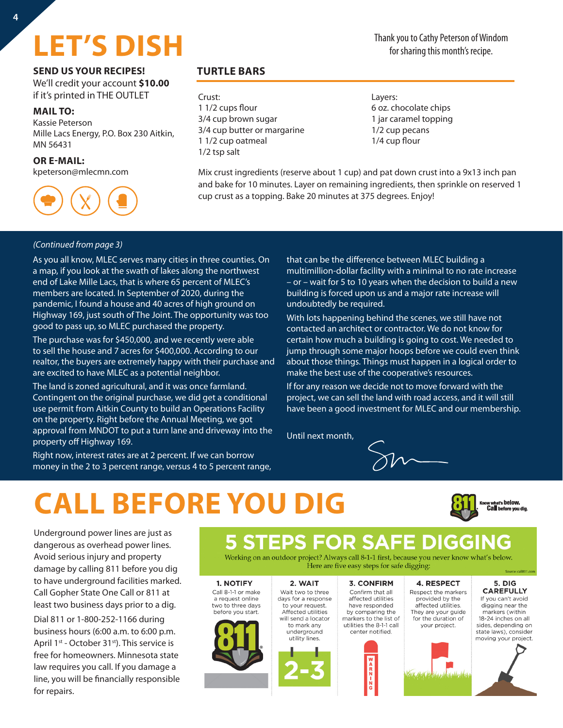# LET'S DISH

**SEND US YOUR RECIPES!**
We'll credit your account **$10.00** if it's printed in THE OUTLET

**MAIL TO:**
Kassie Peterson
Mille Lacs Energy, P.O. Box 230 Aitkin, MN 56431

**OR E-MAIL:**
kpeterson@mlecmn.com

Thank you to Cathy Peterson of Windom for sharing this month's recipe.

## TURTLE BARS

Crust:
- 1 1/2 cups flour
- 3/4 cup brown sugar
- 3/4 cup butter or margarine
- 1 1/2 cup oatmeal
- 1/2 tsp salt

Layers:
- 6 oz. chocolate chips
- 1 jar caramel topping
- 1/2 cup pecans
- 1/4 cup flour

Mix crust ingredients (reserve about 1 cup) and pat down crust into a 9x13 inch pan and bake for 10 minutes. Layer on remaining ingredients, then sprinkle on reserved 1 cup crust as a topping. Bake 20 minutes at 375 degrees. Enjoy!

*(Continued from page 3)*

As you all know, MLEC serves many cities in three counties. On a map, if you look at the swath of lakes along the northwest end of Lake Mille Lacs, that is where 65 percent of MLEC's members are located. In September of 2020, during the pandemic, I found a house and 40 acres of high ground on Highway 169, just south of The Joint. The opportunity was too good to pass up, so MLEC purchased the property.

The purchase was for $450,000, and we recently were able to sell the house and 7 acres for $400,000. According to our realtor, the buyers are extremely happy with their purchase and are excited to have MLEC as a potential neighbor.

The land is zoned agricultural, and it was once farmland. Contingent on the original purchase, we did get a conditional use permit from Aitkin County to build an Operations Facility on the property. Right before the Annual Meeting, we got approval from MNDOT to put a turn lane and driveway into the property off Highway 169.

Right now, interest rates are at 2 percent. If we can borrow money in the 2 to 3 percent range, versus 4 to 5 percent range, that can be the difference between MLEC building a multimillion-dollar facility with a minimal to no rate increase – or – wait for 5 to 10 years when the decision to build a new building is forced upon us and a major rate increase will undoubtedly be required.

With lots happening behind the scenes, we still have not contacted an architect or contractor. We do not know for certain how much a building is going to cost. We needed to jump through some major hoops before we could even think about those things. Things must happen in a logical order to make the best use of the cooperative's resources.

If for any reason we decide not to move forward with the project, we can sell the land with road access, and it will still have been a good investment for MLEC and our membership.

Until next month,

# CALL BEFORE YOU DIG

Know what's below. Call before you dig.

Underground power lines are just as dangerous as overhead power lines. Avoid serious injury and property damage by calling 811 before you dig to have underground facilities marked. Call Gopher State One Call or 811 at least two business days prior to a dig.

Dial 811 or 1-800-252-1166 during business hours (6:00 a.m. to 6:00 p.m. April 1st - October 31st). This service is free for homeowners. Minnesota state law requires you call. If you damage a line, you will be financially responsible for repairs.

## 5 STEPS FOR SAFE DIGGING

Working on an outdoor project? Always call 8-1-1 first, because you never know what's below. Here are five easy steps for safe digging:

Source: call811.com

1. **NOTIFY** Call 8-1-1 or make a request online two to three days before you start.
2. **WAIT** Wait two to three days for a response to your request. Affected utilities will send a locator to mark any underground utility lines.
3. **CONFIRM** Confirm that all affected utilities have responded by comparing the markers to the list of utilities the 8-1-1 call center notified.
4. **RESPECT** Respect the markers provided by the affected utilities. They are your guide for the duration of your project.
5. **DIG CAREFULLY** If you can't avoid digging near the markers (within 18-24 inches on all sides, depending on state laws), consider moving your project.